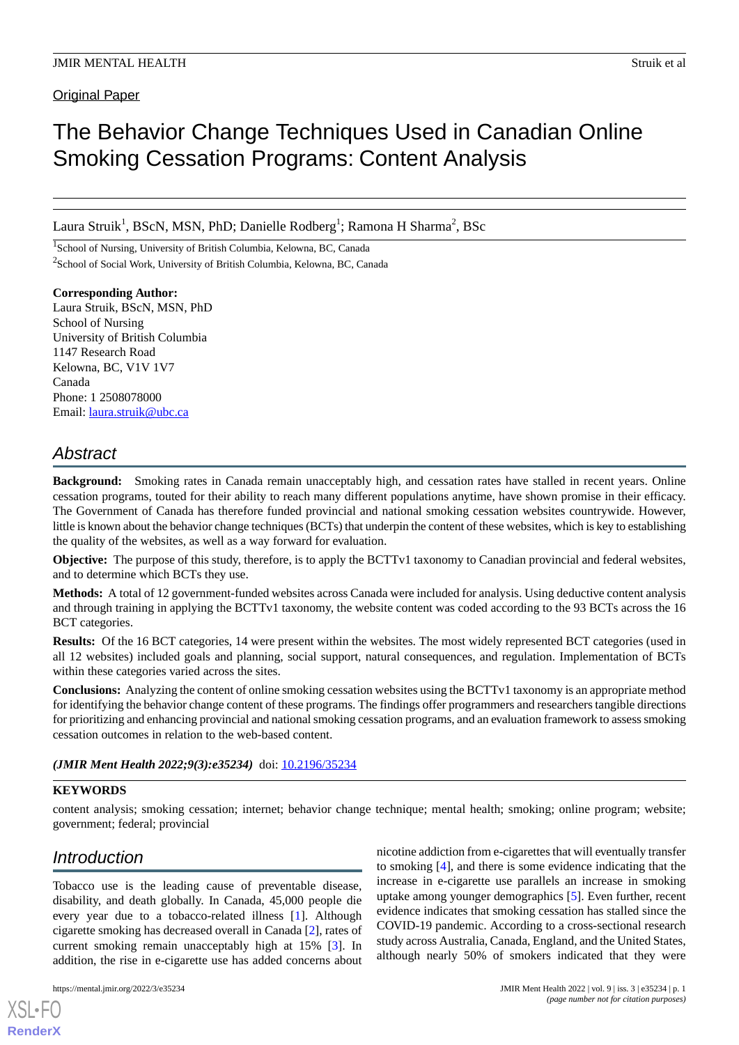Original Paper

# The Behavior Change Techniques Used in Canadian Online Smoking Cessation Programs: Content Analysis

Laura Struik[1], BScN, MSN, PhD; Danielle Rodberg[1]; Ramona H Sharma[2], BSc

[1]School of Nursing, University of British Columbia, Kelowna, BC, Canada

[2]School of Social Work, University of British Columbia, Kelowna, BC, Canada

**Corresponding Author:**
Laura Struik, BScN, MSN, PhD
School of Nursing
University of British Columbia
1147 Research Road
Kelowna, BC, V1V 1V7
Canada
Phone: 1 2508078000
Email: laura.struik@ubc.ca

## Abstract

**Background:** Smoking rates in Canada remain unacceptably high, and cessation rates have stalled in recent years. Online cessation programs, touted for their ability to reach many different populations anytime, have shown promise in their efficacy. The Government of Canada has therefore funded provincial and national smoking cessation websites countrywide. However, little is known about the behavior change techniques (BCTs) that underpin the content of these websites, which is key to establishing the quality of the websites, as well as a way forward for evaluation.

**Objective:** The purpose of this study, therefore, is to apply the BCTTv1 taxonomy to Canadian provincial and federal websites, and to determine which BCTs they use.

**Methods:** A total of 12 government-funded websites across Canada were included for analysis. Using deductive content analysis and through training in applying the BCTTv1 taxonomy, the website content was coded according to the 93 BCTs across the 16 BCT categories.

**Results:** Of the 16 BCT categories, 14 were present within the websites. The most widely represented BCT categories (used in all 12 websites) included goals and planning, social support, natural consequences, and regulation. Implementation of BCTs within these categories varied across the sites.

**Conclusions:** Analyzing the content of online smoking cessation websites using the BCTTv1 taxonomy is an appropriate method for identifying the behavior change content of these programs. The findings offer programmers and researchers tangible directions for prioritizing and enhancing provincial and national smoking cessation programs, and an evaluation framework to assess smoking cessation outcomes in relation to the web-based content.

***(JMIR Ment Health 2022;9(3):e35234)*** doi: 10.2196/35234

**KEYWORDS**

content analysis; smoking cessation; internet; behavior change technique; mental health; smoking; online program; website; government; federal; provincial

## Introduction

Tobacco use is the leading cause of preventable disease, disability, and death globally. In Canada, 45,000 people die every year due to a tobacco-related illness [1]. Although cigarette smoking has decreased overall in Canada [2], rates of current smoking remain unacceptably high at 15% [3]. In addition, the rise in e-cigarette use has added concerns about nicotine addiction from e-cigarettes that will eventually transfer to smoking [4], and there is some evidence indicating that the increase in e-cigarette use parallels an increase in smoking uptake among younger demographics [5]. Even further, recent evidence indicates that smoking cessation has stalled since the COVID-19 pandemic. According to a cross-sectional research study across Australia, Canada, England, and the United States, although nearly 50% of smokers indicated that they were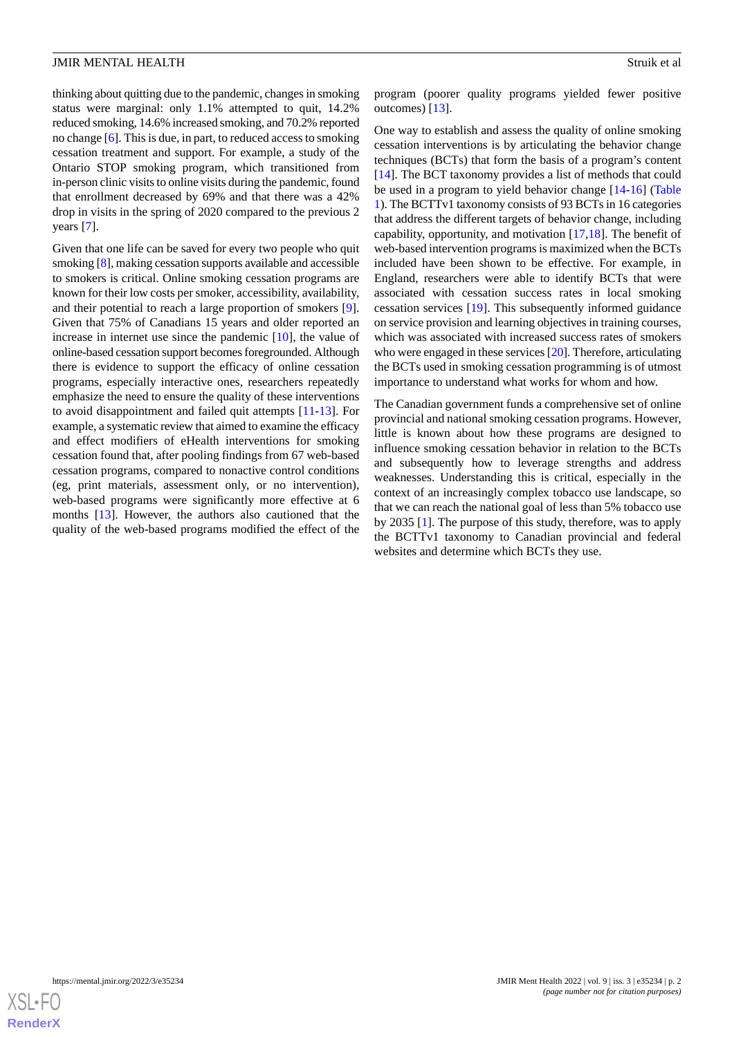thinking about quitting due to the pandemic, changes in smoking status were marginal: only 1.1% attempted to quit, 14.2% reduced smoking, 14.6% increased smoking, and 70.2% reported no change [6]. This is due, in part, to reduced access to smoking cessation treatment and support. For example, a study of the Ontario STOP smoking program, which transitioned from in-person clinic visits to online visits during the pandemic, found that enrollment decreased by 69% and that there was a 42% drop in visits in the spring of 2020 compared to the previous 2 years [7].

Given that one life can be saved for every two people who quit smoking [8], making cessation supports available and accessible to smokers is critical. Online smoking cessation programs are known for their low costs per smoker, accessibility, availability, and their potential to reach a large proportion of smokers [9]. Given that 75% of Canadians 15 years and older reported an increase in internet use since the pandemic [10], the value of online-based cessation support becomes foregrounded. Although there is evidence to support the efficacy of online cessation programs, especially interactive ones, researchers repeatedly emphasize the need to ensure the quality of these interventions to avoid disappointment and failed quit attempts [11-13]. For example, a systematic review that aimed to examine the efficacy and effect modifiers of eHealth interventions for smoking cessation found that, after pooling findings from 67 web-based cessation programs, compared to nonactive control conditions (eg, print materials, assessment only, or no intervention), web-based programs were significantly more effective at 6 months [13]. However, the authors also cautioned that the quality of the web-based programs modified the effect of the program (poorer quality programs yielded fewer positive outcomes) [13].

One way to establish and assess the quality of online smoking cessation interventions is by articulating the behavior change techniques (BCTs) that form the basis of a program's content [14]. The BCT taxonomy provides a list of methods that could be used in a program to yield behavior change [14-16] (Table 1). The BCTTv1 taxonomy consists of 93 BCTs in 16 categories that address the different targets of behavior change, including capability, opportunity, and motivation [17,18]. The benefit of web-based intervention programs is maximized when the BCTs included have been shown to be effective. For example, in England, researchers were able to identify BCTs that were associated with cessation success rates in local smoking cessation services [19]. This subsequently informed guidance on service provision and learning objectives in training courses, which was associated with increased success rates of smokers who were engaged in these services [20]. Therefore, articulating the BCTs used in smoking cessation programming is of utmost importance to understand what works for whom and how.

The Canadian government funds a comprehensive set of online provincial and national smoking cessation programs. However, little is known about how these programs are designed to influence smoking cessation behavior in relation to the BCTs and subsequently how to leverage strengths and address weaknesses. Understanding this is critical, especially in the context of an increasingly complex tobacco use landscape, so that we can reach the national goal of less than 5% tobacco use by 2035 [1]. The purpose of this study, therefore, was to apply the BCTTv1 taxonomy to Canadian provincial and federal websites and determine which BCTs they use.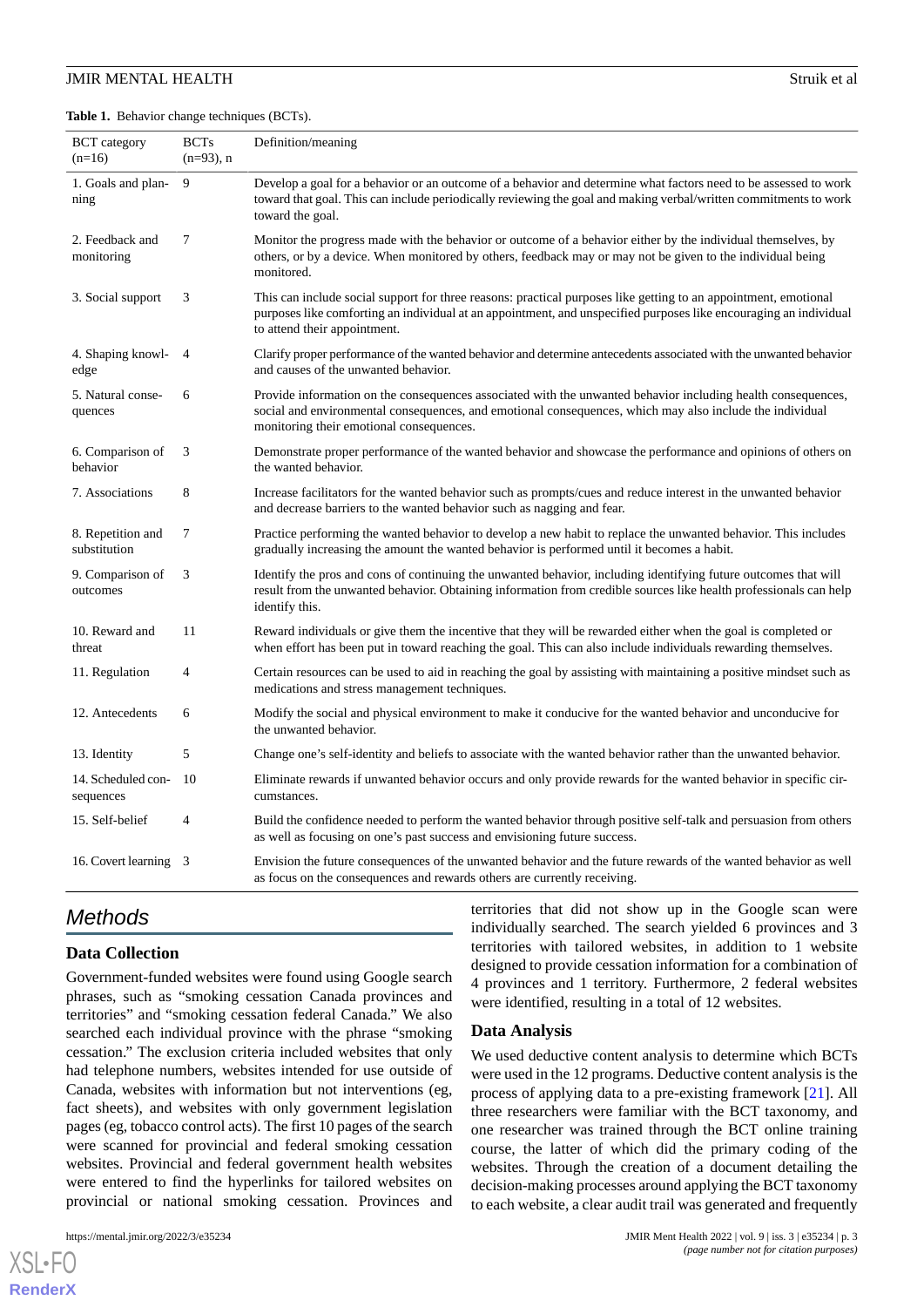**Table 1.** Behavior change techniques (BCTs).

| BCT category (n=16) | BCTs (n=93), n | Definition/meaning |
|---|---|---|
| 1. Goals and planning | 9 | Develop a goal for a behavior or an outcome of a behavior and determine what factors need to be assessed to work toward that goal. This can include periodically reviewing the goal and making verbal/written commitments to work toward the goal. |
| 2. Feedback and monitoring | 7 | Monitor the progress made with the behavior or outcome of a behavior either by the individual themselves, by others, or by a device. When monitored by others, feedback may or may not be given to the individual being monitored. |
| 3. Social support | 3 | This can include social support for three reasons: practical purposes like getting to an appointment, emotional purposes like comforting an individual at an appointment, and unspecified purposes like encouraging an individual to attend their appointment. |
| 4. Shaping knowledge | 4 | Clarify proper performance of the wanted behavior and determine antecedents associated with the unwanted behavior and causes of the unwanted behavior. |
| 5. Natural consequences | 6 | Provide information on the consequences associated with the unwanted behavior including health consequences, social and environmental consequences, and emotional consequences, which may also include the individual monitoring their emotional consequences. |
| 6. Comparison of behavior | 3 | Demonstrate proper performance of the wanted behavior and showcase the performance and opinions of others on the wanted behavior. |
| 7. Associations | 8 | Increase facilitators for the wanted behavior such as prompts/cues and reduce interest in the unwanted behavior and decrease barriers to the wanted behavior such as nagging and fear. |
| 8. Repetition and substitution | 7 | Practice performing the wanted behavior to develop a new habit to replace the unwanted behavior. This includes gradually increasing the amount the wanted behavior is performed until it becomes a habit. |
| 9. Comparison of outcomes | 3 | Identify the pros and cons of continuing the unwanted behavior, including identifying future outcomes that will result from the unwanted behavior. Obtaining information from credible sources like health professionals can help identify this. |
| 10. Reward and threat | 11 | Reward individuals or give them the incentive that they will be rewarded either when the goal is completed or when effort has been put in toward reaching the goal. This can also include individuals rewarding themselves. |
| 11. Regulation | 4 | Certain resources can be used to aid in reaching the goal by assisting with maintaining a positive mindset such as medications and stress management techniques. |
| 12. Antecedents | 6 | Modify the social and physical environment to make it conducive for the wanted behavior and unconducive for the unwanted behavior. |
| 13. Identity | 5 | Change one's self-identity and beliefs to associate with the wanted behavior rather than the unwanted behavior. |
| 14. Scheduled consequences | 10 | Eliminate rewards if unwanted behavior occurs and only provide rewards for the wanted behavior in specific circumstances. |
| 15. Self-belief | 4 | Build the confidence needed to perform the wanted behavior through positive self-talk and persuasion from others as well as focusing on one's past success and envisioning future success. |
| 16. Covert learning | 3 | Envision the future consequences of the unwanted behavior and the future rewards of the wanted behavior as well as focus on the consequences and rewards others are currently receiving. |

## Methods

### Data Collection

Government-funded websites were found using Google search phrases, such as "smoking cessation Canada provinces and territories" and "smoking cessation federal Canada." We also searched each individual province with the phrase "smoking cessation." The exclusion criteria included websites that only had telephone numbers, websites intended for use outside of Canada, websites with information but not interventions (eg, fact sheets), and websites with only government legislation pages (eg, tobacco control acts). The first 10 pages of the search were scanned for provincial and federal smoking cessation websites. Provincial and federal government health websites were entered to find the hyperlinks for tailored websites on provincial or national smoking cessation. Provinces and territories that did not show up in the Google scan were individually searched. The search yielded 6 provinces and 3 territories with tailored websites, in addition to 1 website designed to provide cessation information for a combination of 4 provinces and 1 territory. Furthermore, 2 federal websites were identified, resulting in a total of 12 websites.

### Data Analysis

We used deductive content analysis to determine which BCTs were used in the 12 programs. Deductive content analysis is the process of applying data to a pre-existing framework [21]. All three researchers were familiar with the BCT taxonomy, and one researcher was trained through the BCT online training course, the latter of which did the primary coding of the websites. Through the creation of a document detailing the decision-making processes around applying the BCT taxonomy to each website, a clear audit trail was generated and frequently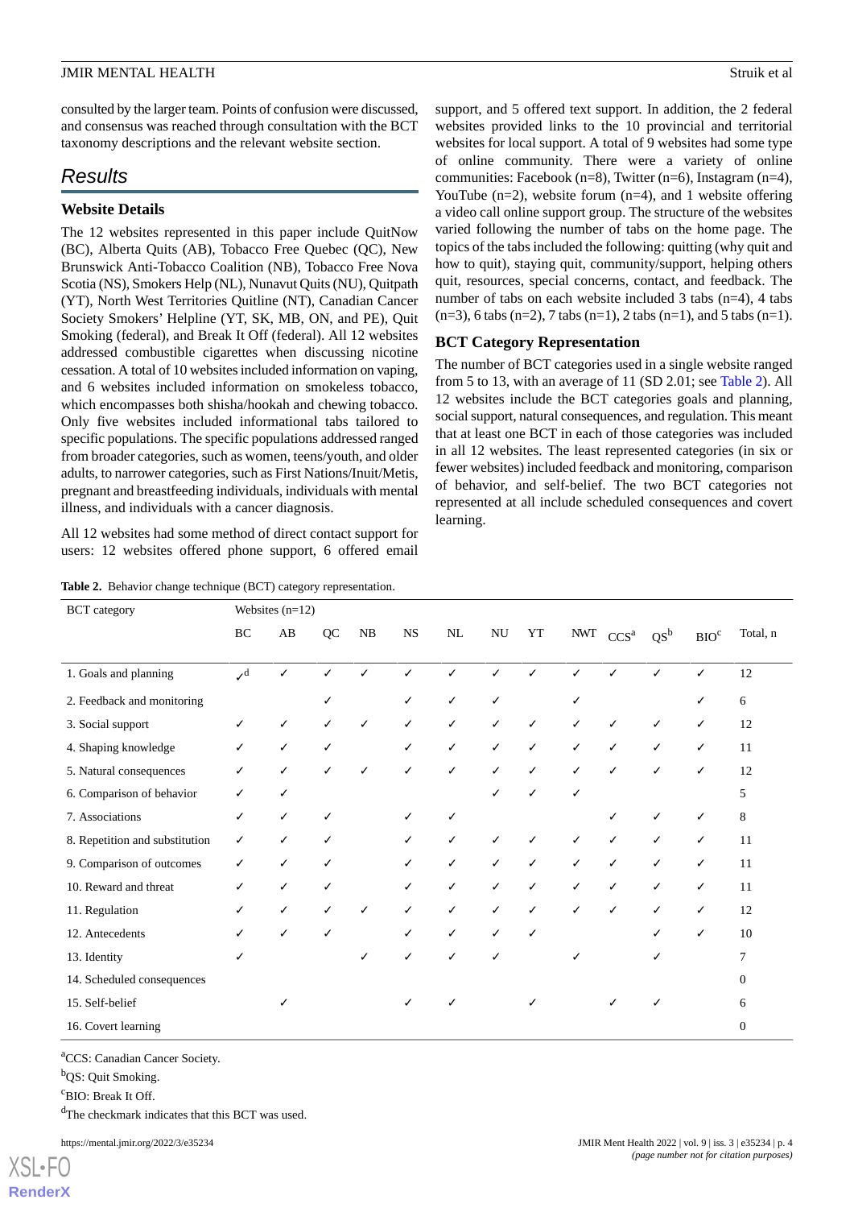consulted by the larger team. Points of confusion were discussed, and consensus was reached through consultation with the BCT taxonomy descriptions and the relevant website section.

# Results

## Website Details

The 12 websites represented in this paper include QuitNow (BC), Alberta Quits (AB), Tobacco Free Quebec (QC), New Brunswick Anti-Tobacco Coalition (NB), Tobacco Free Nova Scotia (NS), Smokers Help (NL), Nunavut Quits (NU), Quitpath (YT), North West Territories Quitline (NT), Canadian Cancer Society Smokers' Helpline (YT, SK, MB, ON, and PE), Quit Smoking (federal), and Break It Off (federal). All 12 websites addressed combustible cigarettes when discussing nicotine cessation. A total of 10 websites included information on vaping, and 6 websites included information on smokeless tobacco, which encompasses both shisha/hookah and chewing tobacco. Only five websites included informational tabs tailored to specific populations. The specific populations addressed ranged from broader categories, such as women, teens/youth, and older adults, to narrower categories, such as First Nations/Inuit/Metis, pregnant and breastfeeding individuals, individuals with mental illness, and individuals with a cancer diagnosis.

All 12 websites had some method of direct contact support for users: 12 websites offered phone support, 6 offered email support, and 5 offered text support. In addition, the 2 federal websites provided links to the 10 provincial and territorial websites for local support. A total of 9 websites had some type of online community. There were a variety of online communities: Facebook (n=8), Twitter (n=6), Instagram (n=4), YouTube (n=2), website forum (n=4), and 1 website offering a video call online support group. The structure of the websites varied following the number of tabs on the home page. The topics of the tabs included the following: quitting (why quit and how to quit), staying quit, community/support, helping others quit, resources, special concerns, contact, and feedback. The number of tabs on each website included 3 tabs (n=4), 4 tabs (n=3), 6 tabs (n=2), 7 tabs (n=1), 2 tabs (n=1), and 5 tabs (n=1).

## BCT Category Representation

The number of BCT categories used in a single website ranged from 5 to 13, with an average of 11 (SD 2.01; see Table 2). All 12 websites include the BCT categories goals and planning, social support, natural consequences, and regulation. This meant that at least one BCT in each of those categories was included in all 12 websites. The least represented categories (in six or fewer websites) included feedback and monitoring, comparison of behavior, and self-belief. The two BCT categories not represented at all include scheduled consequences and covert learning.

**Table 2.** Behavior change technique (BCT) category representation.

| BCT category | Websites (n=12) | | | | | | | | | | | | |
|---|---|---|---|---|---|---|---|---|---|---|---|---|---|
| | BC | AB | QC | NB | NS | NL | NU | YT | NWT | CCS[a] | QS[b] | BIO[c] | Total, n |
| 1. Goals and planning | ✓[d] | ✓ | ✓ | ✓ | ✓ | ✓ | ✓ | ✓ | ✓ | ✓ | ✓ | ✓ | 12 |
| 2. Feedback and monitoring | | | ✓ | | ✓ | ✓ | ✓ | | ✓ | | | ✓ | 6 |
| 3. Social support | ✓ | ✓ | ✓ | ✓ | ✓ | ✓ | ✓ | ✓ | ✓ | ✓ | ✓ | ✓ | 12 |
| 4. Shaping knowledge | ✓ | ✓ | ✓ | | ✓ | ✓ | ✓ | ✓ | ✓ | ✓ | ✓ | ✓ | 11 |
| 5. Natural consequences | ✓ | ✓ | ✓ | ✓ | ✓ | ✓ | ✓ | ✓ | ✓ | ✓ | ✓ | ✓ | 12 |
| 6. Comparison of behavior | ✓ | ✓ | | | | | ✓ | ✓ | ✓ | | | | 5 |
| 7. Associations | ✓ | ✓ | ✓ | | ✓ | ✓ | | | | ✓ | ✓ | ✓ | 8 |
| 8. Repetition and substitution | ✓ | ✓ | ✓ | | ✓ | ✓ | ✓ | ✓ | ✓ | ✓ | ✓ | ✓ | 11 |
| 9. Comparison of outcomes | ✓ | ✓ | ✓ | | ✓ | ✓ | ✓ | ✓ | ✓ | ✓ | ✓ | ✓ | 11 |
| 10. Reward and threat | ✓ | ✓ | ✓ | | ✓ | ✓ | ✓ | ✓ | ✓ | ✓ | ✓ | ✓ | 11 |
| 11. Regulation | ✓ | ✓ | ✓ | ✓ | ✓ | ✓ | ✓ | ✓ | ✓ | ✓ | ✓ | ✓ | 12 |
| 12. Antecedents | ✓ | ✓ | ✓ | | ✓ | ✓ | ✓ | ✓ | | | ✓ | ✓ | 10 |
| 13. Identity | ✓ | | | ✓ | ✓ | ✓ | ✓ | | ✓ | | ✓ | | 7 |
| 14. Scheduled consequences | | | | | | | | | | | | | 0 |
| 15. Self-belief | | ✓ | | | ✓ | ✓ | | ✓ | | ✓ | ✓ | | 6 |
| 16. Covert learning | | | | | | | | | | | | | 0 |

[a]CCS: Canadian Cancer Society.

[b]QS: Quit Smoking.

[c]BIO: Break It Off.

[d]The checkmark indicates that this BCT was used.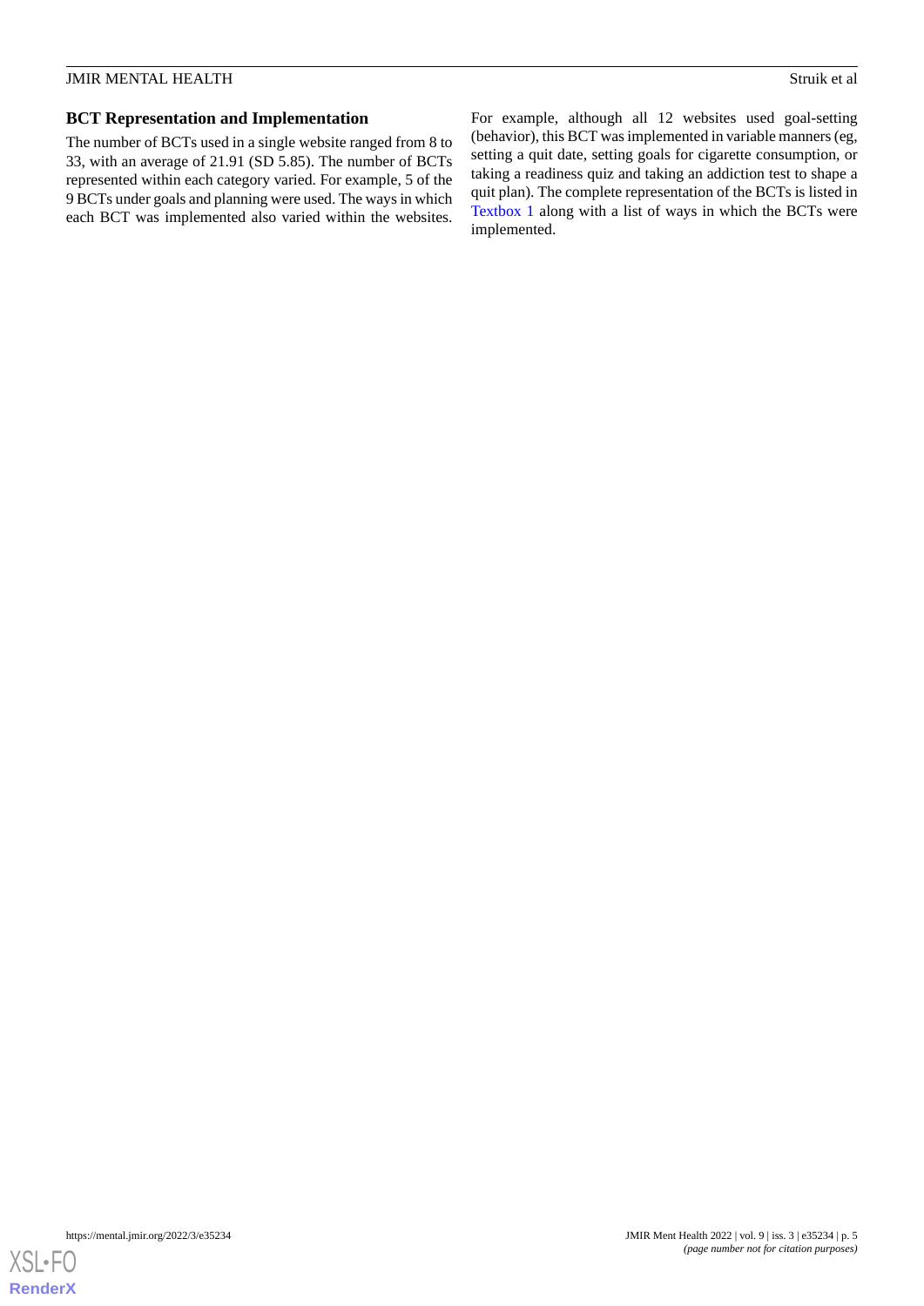### BCT Representation and Implementation

The number of BCTs used in a single website ranged from 8 to 33, with an average of 21.91 (SD 5.85). The number of BCTs represented within each category varied. For example, 5 of the 9 BCTs under goals and planning were used. The ways in which each BCT was implemented also varied within the websites. For example, although all 12 websites used goal-setting (behavior), this BCT was implemented in variable manners (eg, setting a quit date, setting goals for cigarette consumption, or taking a readiness quiz and taking an addiction test to shape a quit plan). The complete representation of the BCTs is listed in Textbox 1 along with a list of ways in which the BCTs were implemented.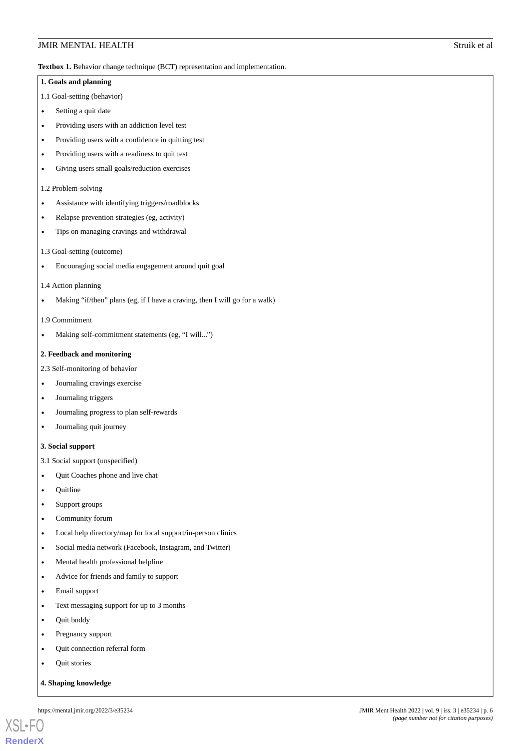**Textbox 1.** Behavior change technique (BCT) representation and implementation.

**1. Goals and planning**

1.1 Goal-setting (behavior)

- Setting a quit date
- Providing users with an addiction level test
- Providing users with a confidence in quitting test
- Providing users with a readiness to quit test
- Giving users small goals/reduction exercises

1.2 Problem-solving

- Assistance with identifying triggers/roadblocks
- Relapse prevention strategies (eg, activity)
- Tips on managing cravings and withdrawal

1.3 Goal-setting (outcome)

- Encouraging social media engagement around quit goal

1.4 Action planning

- Making “if/then” plans (eg, if I have a craving, then I will go for a walk)

1.9 Commitment

- Making self-commitment statements (eg, “I will...”)

**2. Feedback and monitoring**

2.3 Self-monitoring of behavior

- Journaling cravings exercise
- Journaling triggers
- Journaling progress to plan self-rewards
- Journaling quit journey

**3. Social support**

3.1 Social support (unspecified)

- Quit Coaches phone and live chat
- Quitline
- Support groups
- Community forum
- Local help directory/map for local support/in-person clinics
- Social media network (Facebook, Instagram, and Twitter)
- Mental health professional helpline
- Advice for friends and family to support
- Email support
- Text messaging support for up to 3 months
- Quit buddy
- Pregnancy support
- Quit connection referral form
- Quit stories

**4. Shaping knowledge**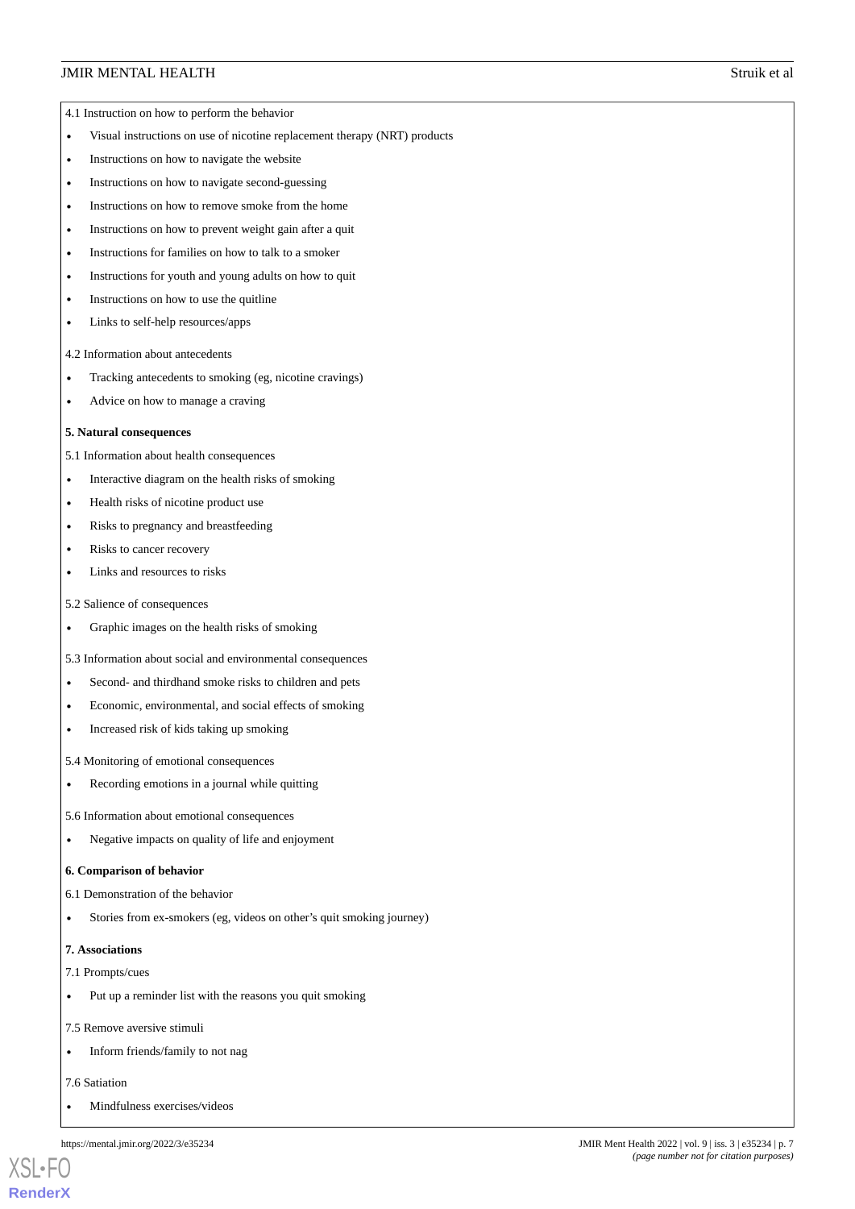4.1 Instruction on how to perform the behavior

- Visual instructions on use of nicotine replacement therapy (NRT) products
- Instructions on how to navigate the website
- Instructions on how to navigate second-guessing
- Instructions on how to remove smoke from the home
- Instructions on how to prevent weight gain after a quit
- Instructions for families on how to talk to a smoker
- Instructions for youth and young adults on how to quit
- Instructions on how to use the quitline
- Links to self-help resources/apps

4.2 Information about antecedents

- Tracking antecedents to smoking (eg, nicotine cravings)
- Advice on how to manage a craving

**5. Natural consequences**

5.1 Information about health consequences

- Interactive diagram on the health risks of smoking
- Health risks of nicotine product use
- Risks to pregnancy and breastfeeding
- Risks to cancer recovery
- Links and resources to risks

5.2 Salience of consequences

- Graphic images on the health risks of smoking

5.3 Information about social and environmental consequences

- Second- and thirdhand smoke risks to children and pets
- Economic, environmental, and social effects of smoking
- Increased risk of kids taking up smoking

5.4 Monitoring of emotional consequences

- Recording emotions in a journal while quitting

5.6 Information about emotional consequences

- Negative impacts on quality of life and enjoyment

**6. Comparison of behavior**

6.1 Demonstration of the behavior

- Stories from ex-smokers (eg, videos on other's quit smoking journey)

**7. Associations**

7.1 Prompts/cues

- Put up a reminder list with the reasons you quit smoking

7.5 Remove aversive stimuli

- Inform friends/family to not nag

7.6 Satiation

- Mindfulness exercises/videos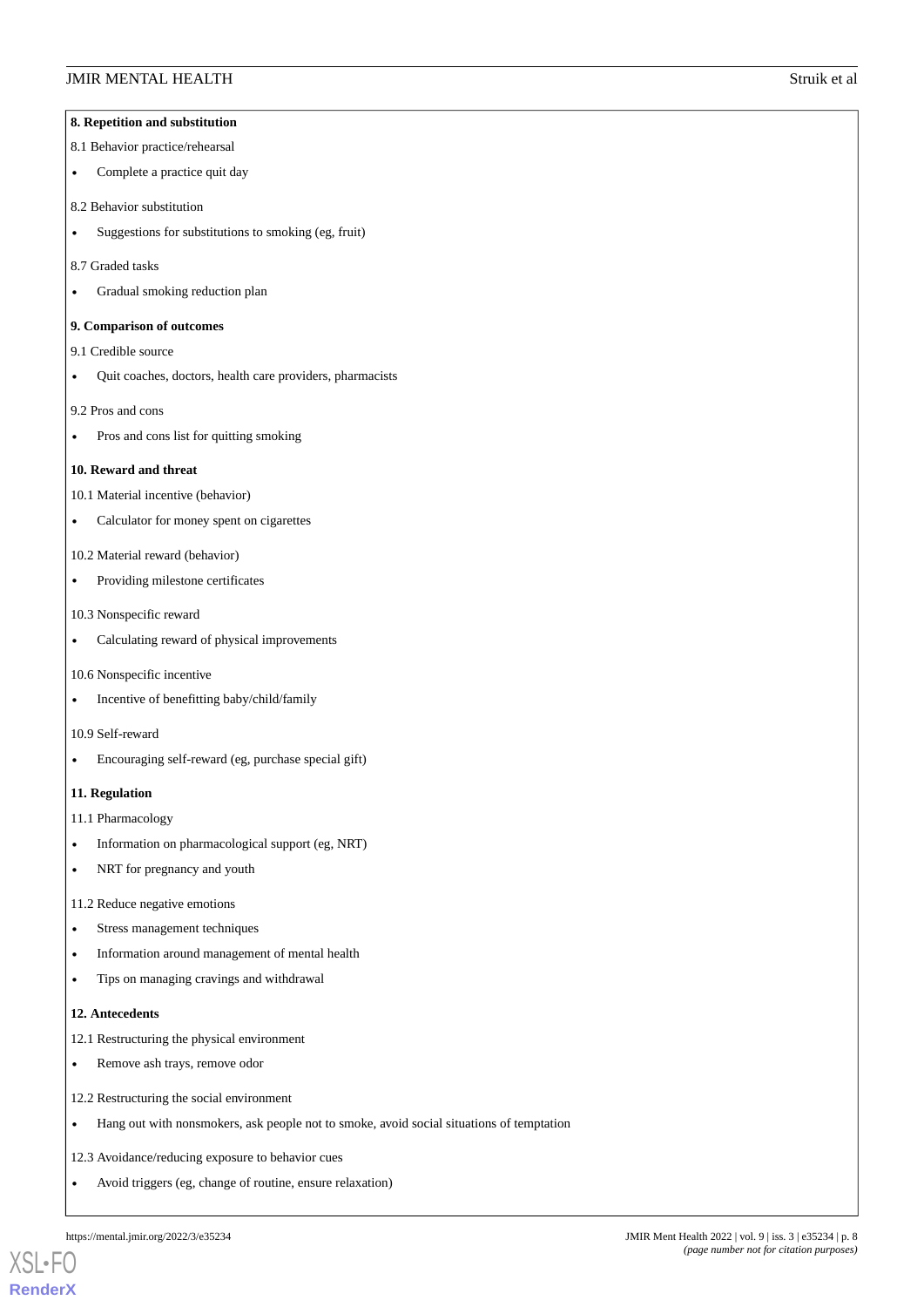**8. Repetition and substitution**

8.1 Behavior practice/rehearsal

- Complete a practice quit day

8.2 Behavior substitution

- Suggestions for substitutions to smoking (eg, fruit)

8.7 Graded tasks

- Gradual smoking reduction plan

**9. Comparison of outcomes**

9.1 Credible source

- Quit coaches, doctors, health care providers, pharmacists

9.2 Pros and cons

- Pros and cons list for quitting smoking

**10. Reward and threat**

10.1 Material incentive (behavior)

- Calculator for money spent on cigarettes

10.2 Material reward (behavior)

- Providing milestone certificates

10.3 Nonspecific reward

- Calculating reward of physical improvements

10.6 Nonspecific incentive

- Incentive of benefitting baby/child/family

10.9 Self-reward

- Encouraging self-reward (eg, purchase special gift)

**11. Regulation**

11.1 Pharmacology

- Information on pharmacological support (eg, NRT)
- NRT for pregnancy and youth

11.2 Reduce negative emotions

- Stress management techniques
- Information around management of mental health
- Tips on managing cravings and withdrawal

**12. Antecedents**

12.1 Restructuring the physical environment

- Remove ash trays, remove odor

12.2 Restructuring the social environment

- Hang out with nonsmokers, ask people not to smoke, avoid social situations of temptation

12.3 Avoidance/reducing exposure to behavior cues

- Avoid triggers (eg, change of routine, ensure relaxation)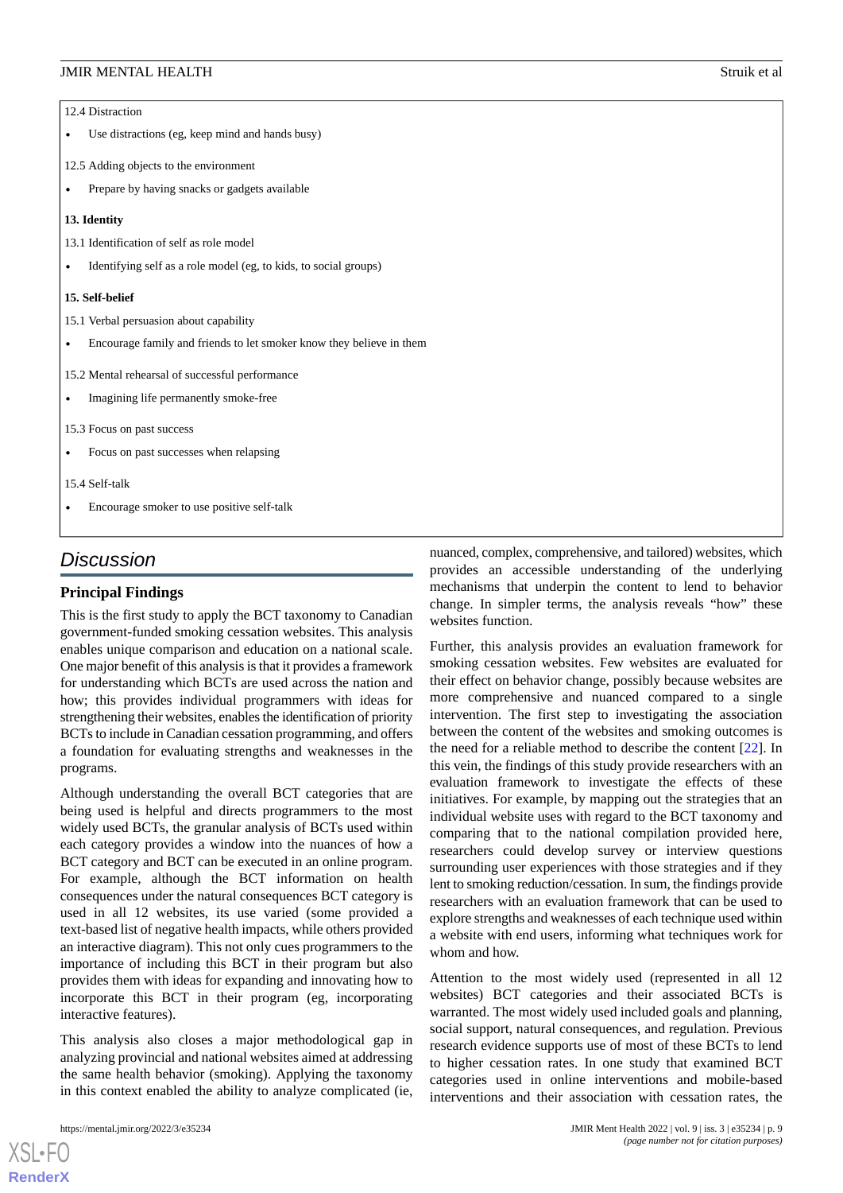12.4 Distraction

- Use distractions (eg, keep mind and hands busy)

12.5 Adding objects to the environment

- Prepare by having snacks or gadgets available

**13. Identity**

13.1 Identification of self as role model

- Identifying self as a role model (eg, to kids, to social groups)

**15. Self-belief**

15.1 Verbal persuasion about capability

- Encourage family and friends to let smoker know they believe in them

15.2 Mental rehearsal of successful performance

- Imagining life permanently smoke-free

15.3 Focus on past success

- Focus on past successes when relapsing

15.4 Self-talk

- Encourage smoker to use positive self-talk

## Discussion

### Principal Findings

This is the first study to apply the BCT taxonomy to Canadian government-funded smoking cessation websites. This analysis enables unique comparison and education on a national scale. One major benefit of this analysis is that it provides a framework for understanding which BCTs are used across the nation and how; this provides individual programmers with ideas for strengthening their websites, enables the identification of priority BCTs to include in Canadian cessation programming, and offers a foundation for evaluating strengths and weaknesses in the programs.

Although understanding the overall BCT categories that are being used is helpful and directs programmers to the most widely used BCTs, the granular analysis of BCTs used within each category provides a window into the nuances of how a BCT category and BCT can be executed in an online program. For example, although the BCT information on health consequences under the natural consequences BCT category is used in all 12 websites, its use varied (some provided a text-based list of negative health impacts, while others provided an interactive diagram). This not only cues programmers to the importance of including this BCT in their program but also provides them with ideas for expanding and innovating how to incorporate this BCT in their program (eg, incorporating interactive features).

This analysis also closes a major methodological gap in analyzing provincial and national websites aimed at addressing the same health behavior (smoking). Applying the taxonomy in this context enabled the ability to analyze complicated (ie, nuanced, complex, comprehensive, and tailored) websites, which provides an accessible understanding of the underlying mechanisms that underpin the content to lend to behavior change. In simpler terms, the analysis reveals "how" these websites function.

Further, this analysis provides an evaluation framework for smoking cessation websites. Few websites are evaluated for their effect on behavior change, possibly because websites are more comprehensive and nuanced compared to a single intervention. The first step to investigating the association between the content of the websites and smoking outcomes is the need for a reliable method to describe the content [22]. In this vein, the findings of this study provide researchers with an evaluation framework to investigate the effects of these initiatives. For example, by mapping out the strategies that an individual website uses with regard to the BCT taxonomy and comparing that to the national compilation provided here, researchers could develop survey or interview questions surrounding user experiences with those strategies and if they lent to smoking reduction/cessation. In sum, the findings provide researchers with an evaluation framework that can be used to explore strengths and weaknesses of each technique used within a website with end users, informing what techniques work for whom and how.

Attention to the most widely used (represented in all 12 websites) BCT categories and their associated BCTs is warranted. The most widely used included goals and planning, social support, natural consequences, and regulation. Previous research evidence supports use of most of these BCTs to lend to higher cessation rates. In one study that examined BCT categories used in online interventions and mobile-based interventions and their association with cessation rates, the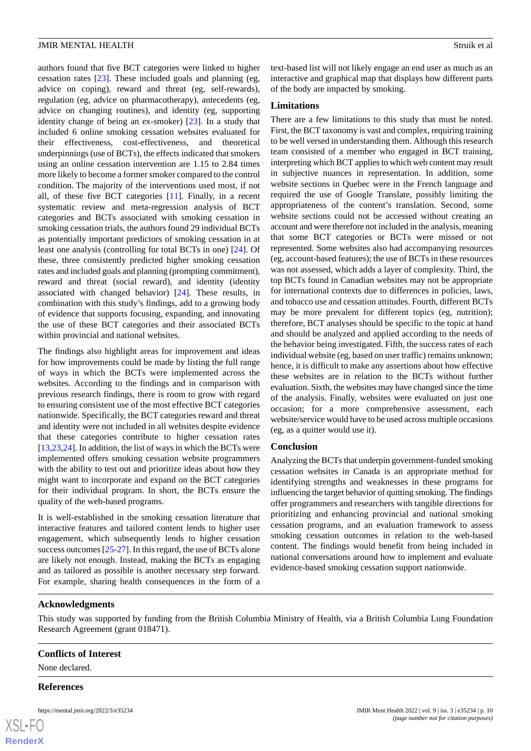authors found that five BCT categories were linked to higher cessation rates [23]. These included goals and planning (eg, advice on coping), reward and threat (eg, self-rewards), regulation (eg, advice on pharmacotherapy), antecedents (eg, advice on changing routines), and identity (eg, supporting identity change of being an ex-smoker) [23]. In a study that included 6 online smoking cessation websites evaluated for their effectiveness, cost-effectiveness, and theoretical underpinnings (use of BCTs), the effects indicated that smokers using an online cessation intervention are 1.15 to 2.84 times more likely to become a former smoker compared to the control condition. The majority of the interventions used most, if not all, of these five BCT categories [11]. Finally, in a recent systematic review and meta-regression analysis of BCT categories and BCTs associated with smoking cessation in smoking cessation trials, the authors found 29 individual BCTs as potentially important predictors of smoking cessation in at least one analysis (controlling for total BCTs in one) [24]. Of these, three consistently predicted higher smoking cessation rates and included goals and planning (prompting commitment), reward and threat (social reward), and identity (identity associated with changed behavior) [24]. These results, in combination with this study's findings, add to a growing body of evidence that supports focusing, expanding, and innovating the use of these BCT categories and their associated BCTs within provincial and national websites.

The findings also highlight areas for improvement and ideas for how improvements could be made by listing the full range of ways in which the BCTs were implemented across the websites. According to the findings and in comparison with previous research findings, there is room to grow with regard to ensuring consistent use of the most effective BCT categories nationwide. Specifically, the BCT categories reward and threat and identity were not included in all websites despite evidence that these categories contribute to higher cessation rates [13,23,24]. In addition, the list of ways in which the BCTs were implemented offers smoking cessation website programmers with the ability to test out and prioritize ideas about how they might want to incorporate and expand on the BCT categories for their individual program. In short, the BCTs ensure the quality of the web-based programs.

It is well-established in the smoking cessation literature that interactive features and tailored content lends to higher user engagement, which subsequently lends to higher cessation success outcomes [25-27]. In this regard, the use of BCTs alone are likely not enough. Instead, making the BCTs as engaging and as tailored as possible is another necessary step forward. For example, sharing health consequences in the form of a text-based list will not likely engage an end user as much as an interactive and graphical map that displays how different parts of the body are impacted by smoking.

## Limitations

There are a few limitations to this study that must be noted. First, the BCT taxonomy is vast and complex, requiring training to be well versed in understanding them. Although this research team consisted of a member who engaged in BCT training, interpreting which BCT applies to which web content may result in subjective nuances in representation. In addition, some website sections in Quebec were in the French language and required the use of Google Translate, possibly limiting the appropriateness of the content's translation. Second, some website sections could not be accessed without creating an account and were therefore not included in the analysis, meaning that some BCT categories or BCTs were missed or not represented. Some websites also had accompanying resources (eg, account-based features); the use of BCTs in these resources was not assessed, which adds a layer of complexity. Third, the top BCTs found in Canadian websites may not be appropriate for international contexts due to differences in policies, laws, and tobacco use and cessation attitudes. Fourth, different BCTs may be more prevalent for different topics (eg, nutrition); therefore, BCT analyses should be specific to the topic at hand and should be analyzed and applied according to the needs of the behavior being investigated. Fifth, the success rates of each individual website (eg, based on user traffic) remains unknown; hence, it is difficult to make any assertions about how effective these websites are in relation to the BCTs without further evaluation. Sixth, the websites may have changed since the time of the analysis. Finally, websites were evaluated on just one occasion; for a more comprehensive assessment, each website/service would have to be used across multiple occasions (eg, as a quitter would use it).

## Conclusion

Analyzing the BCTs that underpin government-funded smoking cessation websites in Canada is an appropriate method for identifying strengths and weaknesses in these programs for influencing the target behavior of quitting smoking. The findings offer programmers and researchers with tangible directions for prioritizing and enhancing provincial and national smoking cessation programs, and an evaluation framework to assess smoking cessation outcomes in relation to the web-based content. The findings would benefit from being included in national conversations around how to implement and evaluate evidence-based smoking cessation support nationwide.

## Acknowledgments

This study was supported by funding from the British Columbia Ministry of Health, via a British Columbia Lung Foundation Research Agreement (grant 018471).

## Conflicts of Interest

None declared.

## References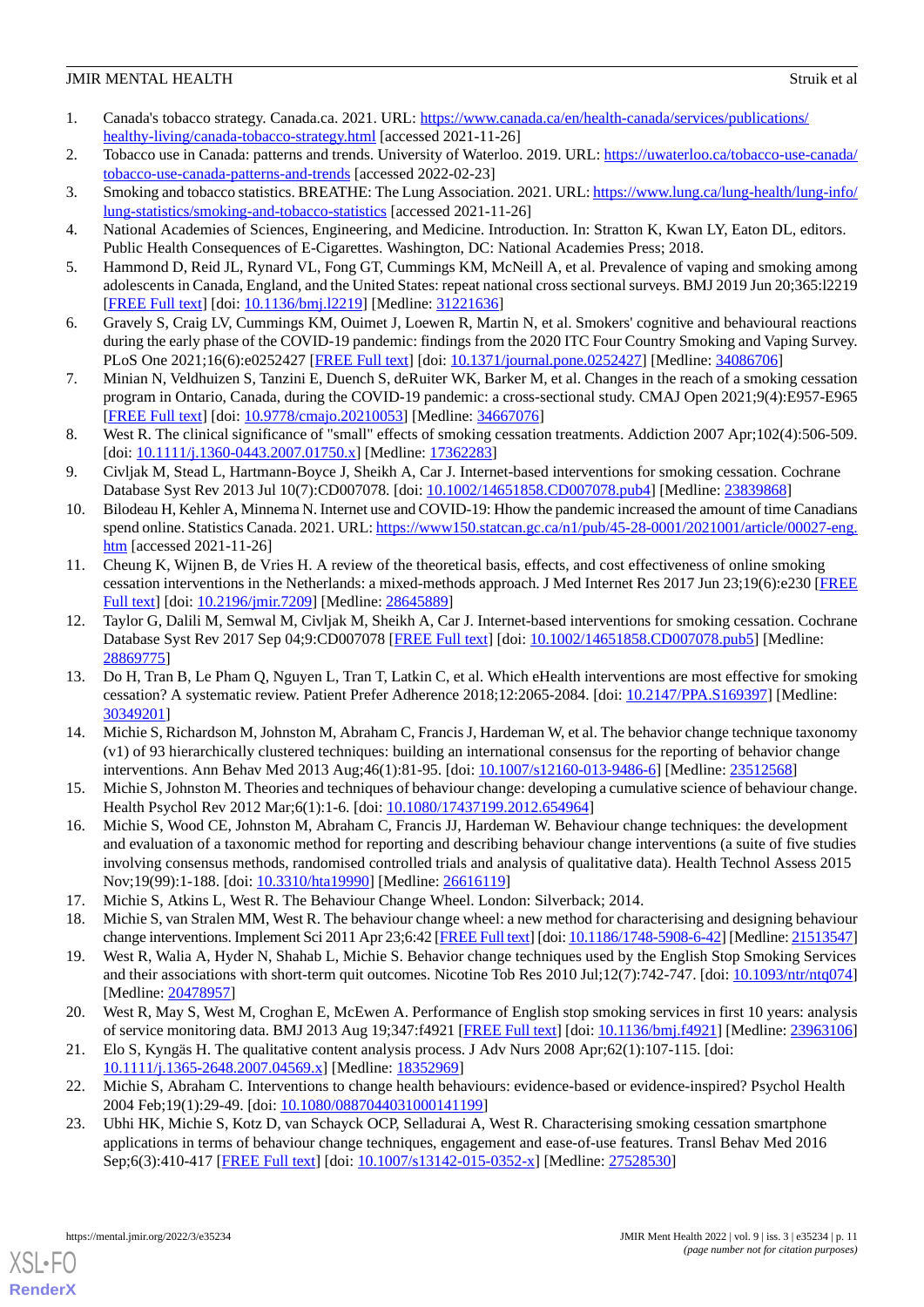1. Canada's tobacco strategy. Canada.ca. 2021. URL: https://www.canada.ca/en/health-canada/services/publications/healthy-living/canada-tobacco-strategy.html [accessed 2021-11-26]
2. Tobacco use in Canada: patterns and trends. University of Waterloo. 2019. URL: https://uwaterloo.ca/tobacco-use-canada/tobacco-use-canada-patterns-and-trends [accessed 2022-02-23]
3. Smoking and tobacco statistics. BREATHE: The Lung Association. 2021. URL: https://www.lung.ca/lung-health/lung-info/lung-statistics/smoking-and-tobacco-statistics [accessed 2021-11-26]
4. National Academies of Sciences, Engineering, and Medicine. Introduction. In: Stratton K, Kwan LY, Eaton DL, editors. Public Health Consequences of E-Cigarettes. Washington, DC: National Academies Press; 2018.
5. Hammond D, Reid JL, Rynard VL, Fong GT, Cummings KM, McNeill A, et al. Prevalence of vaping and smoking among adolescents in Canada, England, and the United States: repeat national cross sectional surveys. BMJ 2019 Jun 20;365:l2219 [FREE Full text] [doi: 10.1136/bmj.l2219] [Medline: 31221636]
6. Gravely S, Craig LV, Cummings KM, Ouimet J, Loewen R, Martin N, et al. Smokers' cognitive and behavioural reactions during the early phase of the COVID-19 pandemic: findings from the 2020 ITC Four Country Smoking and Vaping Survey. PLoS One 2021;16(6):e0252427 [FREE Full text] [doi: 10.1371/journal.pone.0252427] [Medline: 34086706]
7. Minian N, Veldhuizen S, Tanzini E, Duench S, deRuiter WK, Barker M, et al. Changes in the reach of a smoking cessation program in Ontario, Canada, during the COVID-19 pandemic: a cross-sectional study. CMAJ Open 2021;9(4):E957-E965 [FREE Full text] [doi: 10.9778/cmajo.20210053] [Medline: 34667076]
8. West R. The clinical significance of "small" effects of smoking cessation treatments. Addiction 2007 Apr;102(4):506-509. [doi: 10.1111/j.1360-0443.2007.01750.x] [Medline: 17362283]
9. Civljak M, Stead L, Hartmann-Boyce J, Sheikh A, Car J. Internet-based interventions for smoking cessation. Cochrane Database Syst Rev 2013 Jul 10(7):CD007078. [doi: 10.1002/14651858.CD007078.pub4] [Medline: 23839868]
10. Bilodeau H, Kehler A, Minnema N. Internet use and COVID-19: Hhow the pandemic increased the amount of time Canadians spend online. Statistics Canada. 2021. URL: https://www150.statcan.gc.ca/n1/pub/45-28-0001/2021001/article/00027-eng.htm [accessed 2021-11-26]
11. Cheung K, Wijnen B, de Vries H. A review of the theoretical basis, effects, and cost effectiveness of online smoking cessation interventions in the Netherlands: a mixed-methods approach. J Med Internet Res 2017 Jun 23;19(6):e230 [FREE Full text] [doi: 10.2196/jmir.7209] [Medline: 28645889]
12. Taylor G, Dalili M, Semwal M, Civljak M, Sheikh A, Car J. Internet-based interventions for smoking cessation. Cochrane Database Syst Rev 2017 Sep 04;9:CD007078 [FREE Full text] [doi: 10.1002/14651858.CD007078.pub5] [Medline: 28869775]
13. Do H, Tran B, Le Pham Q, Nguyen L, Tran T, Latkin C, et al. Which eHealth interventions are most effective for smoking cessation? A systematic review. Patient Prefer Adherence 2018;12:2065-2084. [doi: 10.2147/PPA.S169397] [Medline: 30349201]
14. Michie S, Richardson M, Johnston M, Abraham C, Francis J, Hardeman W, et al. The behavior change technique taxonomy (v1) of 93 hierarchically clustered techniques: building an international consensus for the reporting of behavior change interventions. Ann Behav Med 2013 Aug;46(1):81-95. [doi: 10.1007/s12160-013-9486-6] [Medline: 23512568]
15. Michie S, Johnston M. Theories and techniques of behaviour change: developing a cumulative science of behaviour change. Health Psychol Rev 2012 Mar;6(1):1-6. [doi: 10.1080/17437199.2012.654964]
16. Michie S, Wood CE, Johnston M, Abraham C, Francis JJ, Hardeman W. Behaviour change techniques: the development and evaluation of a taxonomic method for reporting and describing behaviour change interventions (a suite of five studies involving consensus methods, randomised controlled trials and analysis of qualitative data). Health Technol Assess 2015 Nov;19(99):1-188. [doi: 10.3310/hta19990] [Medline: 26616119]
17. Michie S, Atkins L, West R. The Behaviour Change Wheel. London: Silverback; 2014.
18. Michie S, van Stralen MM, West R. The behaviour change wheel: a new method for characterising and designing behaviour change interventions. Implement Sci 2011 Apr 23;6:42 [FREE Full text] [doi: 10.1186/1748-5908-6-42] [Medline: 21513547]
19. West R, Walia A, Hyder N, Shahab L, Michie S. Behavior change techniques used by the English Stop Smoking Services and their associations with short-term quit outcomes. Nicotine Tob Res 2010 Jul;12(7):742-747. [doi: 10.1093/ntr/ntq074] [Medline: 20478957]
20. West R, May S, West M, Croghan E, McEwen A. Performance of English stop smoking services in first 10 years: analysis of service monitoring data. BMJ 2013 Aug 19;347:f4921 [FREE Full text] [doi: 10.1136/bmj.f4921] [Medline: 23963106]
21. Elo S, Kyngäs H. The qualitative content analysis process. J Adv Nurs 2008 Apr;62(1):107-115. [doi: 10.1111/j.1365-2648.2007.04569.x] [Medline: 18352969]
22. Michie S, Abraham C. Interventions to change health behaviours: evidence-based or evidence-inspired? Psychol Health 2004 Feb;19(1):29-49. [doi: 10.1080/0887044031000141199]
23. Ubhi HK, Michie S, Kotz D, van Schayck OCP, Selladurai A, West R. Characterising smoking cessation smartphone applications in terms of behaviour change techniques, engagement and ease-of-use features. Transl Behav Med 2016 Sep;6(3):410-417 [FREE Full text] [doi: 10.1007/s13142-015-0352-x] [Medline: 27528530]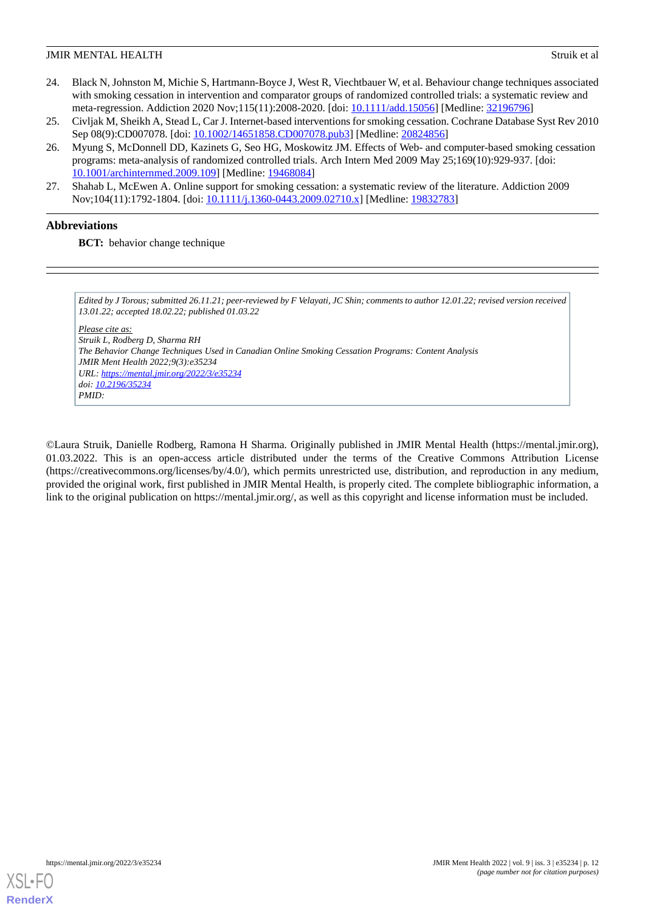24. Black N, Johnston M, Michie S, Hartmann-Boyce J, West R, Viechtbauer W, et al. Behaviour change techniques associated with smoking cessation in intervention and comparator groups of randomized controlled trials: a systematic review and meta-regression. Addiction 2020 Nov;115(11):2008-2020. [doi: 10.1111/add.15056] [Medline: 32196796]
25. Civljak M, Sheikh A, Stead L, Car J. Internet-based interventions for smoking cessation. Cochrane Database Syst Rev 2010 Sep 08(9):CD007078. [doi: 10.1002/14651858.CD007078.pub3] [Medline: 20824856]
26. Myung S, McDonnell DD, Kazinets G, Seo HG, Moskowitz JM. Effects of Web- and computer-based smoking cessation programs: meta-analysis of randomized controlled trials. Arch Intern Med 2009 May 25;169(10):929-937. [doi: 10.1001/archinternmed.2009.109] [Medline: 19468084]
27. Shahab L, McEwen A. Online support for smoking cessation: a systematic review of the literature. Addiction 2009 Nov;104(11):1792-1804. [doi: 10.1111/j.1360-0443.2009.02710.x] [Medline: 19832783]

## Abbreviations

**BCT:** behavior change technique

*Edited by J Torous; submitted 26.11.21; peer-reviewed by F Velayati, JC Shin; comments to author 12.01.22; revised version received 13.01.22; accepted 18.02.22; published 01.03.22*

*Please cite as:*
*Struik L, Rodberg D, Sharma RH*
*The Behavior Change Techniques Used in Canadian Online Smoking Cessation Programs: Content Analysis*
*JMIR Ment Health 2022;9(3):e35234*
*URL: https://mental.jmir.org/2022/3/e35234*
*doi: 10.2196/35234*
*PMID:*

©Laura Struik, Danielle Rodberg, Ramona H Sharma. Originally published in JMIR Mental Health (https://mental.jmir.org), 01.03.2022. This is an open-access article distributed under the terms of the Creative Commons Attribution License (https://creativecommons.org/licenses/by/4.0/), which permits unrestricted use, distribution, and reproduction in any medium, provided the original work, first published in JMIR Mental Health, is properly cited. The complete bibliographic information, a link to the original publication on https://mental.jmir.org/, as well as this copyright and license information must be included.